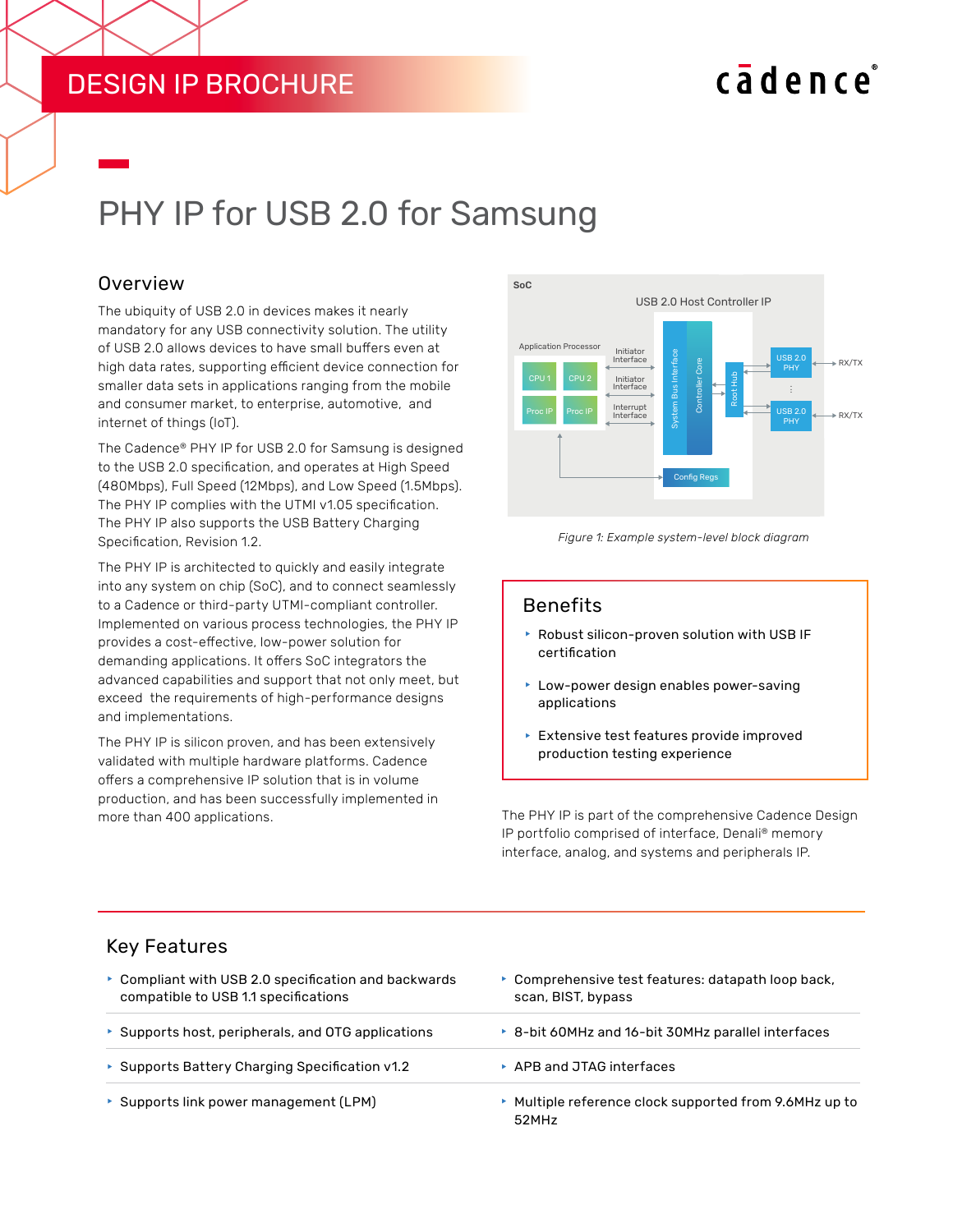# PHY IP for USB 2.0 for Samsung

## Overview

The ubiquity of USB 2.0 in devices makes it nearly mandatory for any USB connectivity solution. The utility of USB 2.0 allows devices to have small buffers even at high data rates, supporting efficient device connection for smaller data sets in applications ranging from the mobile and consumer market, to enterprise, automotive, and internet of things (IoT).

The Cadence® PHY IP for USB 2.0 for Samsung is designed to the USB 2.0 specification, and operates at High Speed (480Mbps), Full Speed (12Mbps), and Low Speed (1.5Mbps). The PHY IP complies with the UTMI v1.05 specification. The PHY IP also supports the USB Battery Charging Specification, Revision 1.2.

The PHY IP is architected to quickly and easily integrate into any system on chip (SoC), and to connect seamlessly to a Cadence or third-party UTMI-compliant controller. Implemented on various process technologies, the PHY IP provides a cost-effective, low-power solution for demanding applications. It offers SoC integrators the advanced capabilities and support that not only meet, but exceed the requirements of high-performance designs and implementations.

The PHY IP is silicon proven, and has been extensively validated with multiple hardware platforms. Cadence offers a comprehensive IP solution that is in volume production, and has been successfully implemented in more than 400 applications.

*Figure 1: Example system-level block diagram*

## Benefits

- Robust silicon-proven solution with USB IF certification
- Low-power design enables power-saving applications
- Extensive test features provide improved production testing experience

The PHY IP is part of the comprehensive Cadence Design IP portfolio comprised of interface, Denali® memory interface, analog, and systems and peripherals IP.

## Key Features

- Compliant with USB 2.0 specification and backwards compatible to USB 1.1 specifications
- Supports host, peripherals, and OTG applications
- Supports Battery Charging Specification v1.2
- Supports link power management (LPM)
- Comprehensive test features: datapath loop back, scan, BIST, bypass
- 8-bit 60MHz and 16-bit 30MHz parallel interfaces
- APB and JTAG interfaces
- Multiple reference clock supported from 9.6MHz up to 52MHz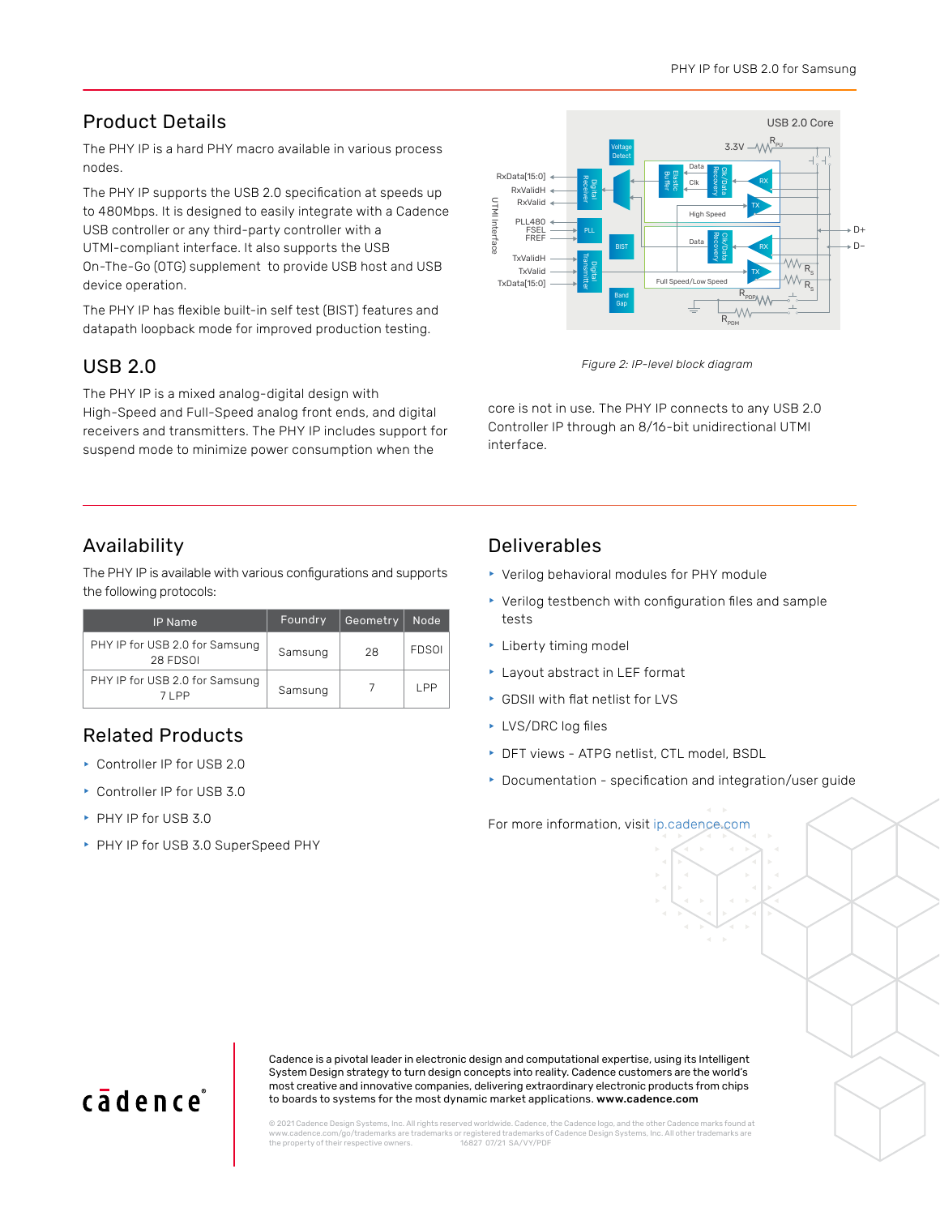## Product Details

The PHY IP is a hard PHY macro available in various process nodes.

The PHY IP supports the USB 2.0 specification at speeds up to 480Mbps. It is designed to easily integrate with a Cadence USB controller or any third-party controller with a UTMI-compliant interface. It also supports the USB On-The-Go (OTG) supplement to provide USB host and USB device operation.

The PHY IP has flexible built-in self test (BIST) features and datapath loopback mode for improved production testing.

## USB 2.0

The PHY IP is a mixed analog-digital design with High-Speed and Full-Speed analog front ends, and digital receivers and transmitters. The PHY IP includes support for suspend mode to minimize power consumption when the core is not in use. The PHY IP connects to any USB 2.0 Controller IP through an 8/16-bit unidirectional UTMI interface.

USB 2.0 Core

UTMI Interface

RxData[15:0]
RxValidH
RxValid
PLL480
FSEL
FREF
TxValidH
TxValid
TxData[15:0]

Digital Receiver
Voltage Detect
PLL
BIST
Digital Transmitter
Band Gap
Elastic Buffer
Data
Clk
Clk/Data Recovery
RX
TX
High Speed
Data
Clk/Data Recovery
RX
TX
Full Speed/Low Speed

3.3V
$R_{PU}$
$R_S$
$R_S$
$R_{PDP}$
$R_{PDM}$
D+
D−

*Figure 2: IP-level block diagram*

## Availability

The PHY IP is available with various configurations and supports the following protocols:

| IP Name | Foundry | Geometry | Node |
|---|---|---|---|
| PHY IP for USB 2.0 for Samsung 28 FDSOI | Samsung | 28 | FDSOI |
| PHY IP for USB 2.0 for Samsung 7 LPP | Samsung | 7 | LPP |

## Related Products

- Controller IP for USB 2.0
- Controller IP for USB 3.0
- PHY IP for USB 3.0
- PHY IP for USB 3.0 SuperSpeed PHY

## Deliverables

- Verilog behavioral modules for PHY module
- Verilog testbench with configuration files and sample tests
- Liberty timing model
- Layout abstract in LEF format
- GDSII with flat netlist for LVS
- LVS/DRC log files
- DFT views - ATPG netlist, CTL model, BSDL
- Documentation - specification and integration/user guide

For more information, visit ip.cadence.com

cadence

Cadence is a pivotal leader in electronic design and computational expertise, using its Intelligent System Design strategy to turn design concepts into reality. Cadence customers are the world's most creative and innovative companies, delivering extraordinary electronic products from chips to boards to systems for the most dynamic market applications. **www.cadence.com**

© 2021 Cadence Design Systems, Inc. All rights reserved worldwide. Cadence, the Cadence logo, and the other Cadence marks found at www.cadence.com/go/trademarks are trademarks or registered trademarks of Cadence Design Systems, Inc. All other trademarks are the property of their respective owners. 16827 07/21 SA/VY/PDF